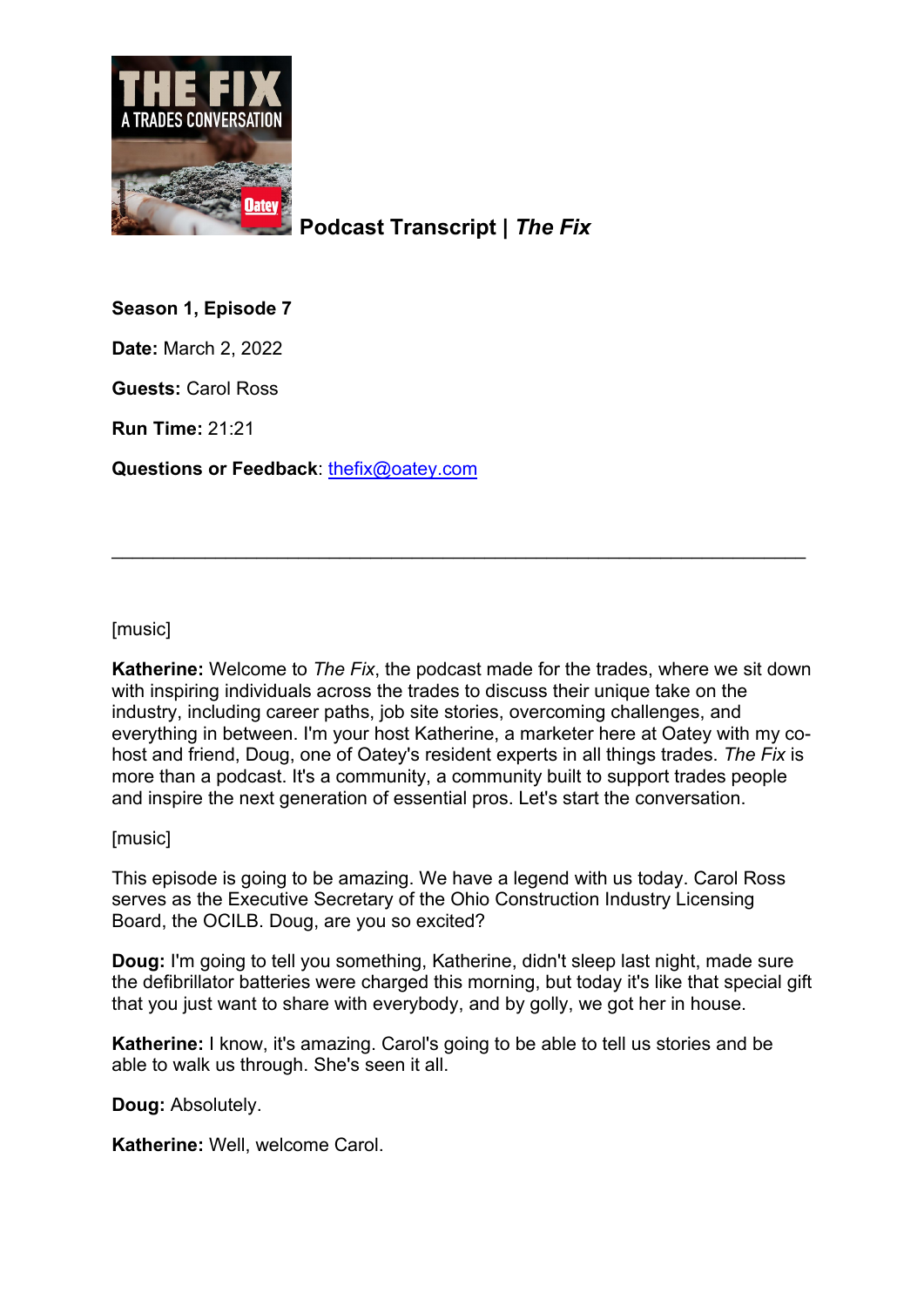# Podcast Transcript | *The Fix*

**Season 1, Episode 7**

**Date:** March 2, 2022

**Guests:** Carol Ross

**Run Time:** 21:21

**Questions or Feedback**: thefix@oatey.com

---

[music]

**Katherine:** Welcome to *The Fix*, the podcast made for the trades, where we sit down with inspiring individuals across the trades to discuss their unique take on the industry, including career paths, job site stories, overcoming challenges, and everything in between. I'm your host Katherine, a marketer here at Oatey with my co-host and friend, Doug, one of Oatey's resident experts in all things trades. *The Fix* is more than a podcast. It's a community, a community built to support trades people and inspire the next generation of essential pros. Let's start the conversation.

[music]

This episode is going to be amazing. We have a legend with us today. Carol Ross serves as the Executive Secretary of the Ohio Construction Industry Licensing Board, the OCILB. Doug, are you so excited?

**Doug:** I'm going to tell you something, Katherine, didn't sleep last night, made sure the defibrillator batteries were charged this morning, but today it's like that special gift that you just want to share with everybody, and by golly, we got her in house.

**Katherine:** I know, it's amazing. Carol's going to be able to tell us stories and be able to walk us through. She's seen it all.

**Doug:** Absolutely.

**Katherine:** Well, welcome Carol.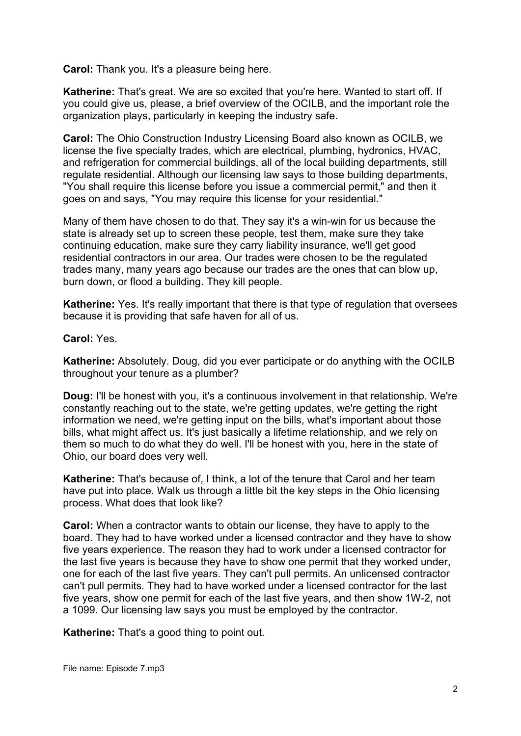**Carol:** Thank you. It's a pleasure being here.

**Katherine:** That's great. We are so excited that you're here. Wanted to start off. If you could give us, please, a brief overview of the OCILB, and the important role the organization plays, particularly in keeping the industry safe.

**Carol:** The Ohio Construction Industry Licensing Board also known as OCILB, we license the five specialty trades, which are electrical, plumbing, hydronics, HVAC, and refrigeration for commercial buildings, all of the local building departments, still regulate residential. Although our licensing law says to those building departments, "You shall require this license before you issue a commercial permit," and then it goes on and says, "You may require this license for your residential."

Many of them have chosen to do that. They say it's a win-win for us because the state is already set up to screen these people, test them, make sure they take continuing education, make sure they carry liability insurance, we'll get good residential contractors in our area. Our trades were chosen to be the regulated trades many, many years ago because our trades are the ones that can blow up, burn down, or flood a building. They kill people.

**Katherine:** Yes. It's really important that there is that type of regulation that oversees because it is providing that safe haven for all of us.

**Carol:** Yes.

**Katherine:** Absolutely. Doug, did you ever participate or do anything with the OCILB throughout your tenure as a plumber?

**Doug:** I'll be honest with you, it's a continuous involvement in that relationship. We're constantly reaching out to the state, we're getting updates, we're getting the right information we need, we're getting input on the bills, what's important about those bills, what might affect us. It's just basically a lifetime relationship, and we rely on them so much to do what they do well. I'll be honest with you, here in the state of Ohio, our board does very well.

**Katherine:** That's because of, I think, a lot of the tenure that Carol and her team have put into place. Walk us through a little bit the key steps in the Ohio licensing process. What does that look like?

**Carol:** When a contractor wants to obtain our license, they have to apply to the board. They had to have worked under a licensed contractor and they have to show five years experience. The reason they had to work under a licensed contractor for the last five years is because they have to show one permit that they worked under, one for each of the last five years. They can't pull permits. An unlicensed contractor can't pull permits. They had to have worked under a licensed contractor for the last five years, show one permit for each of the last five years, and then show 1W-2, not a 1099. Our licensing law says you must be employed by the contractor.

**Katherine:** That's a good thing to point out.

File name: Episode 7.mp3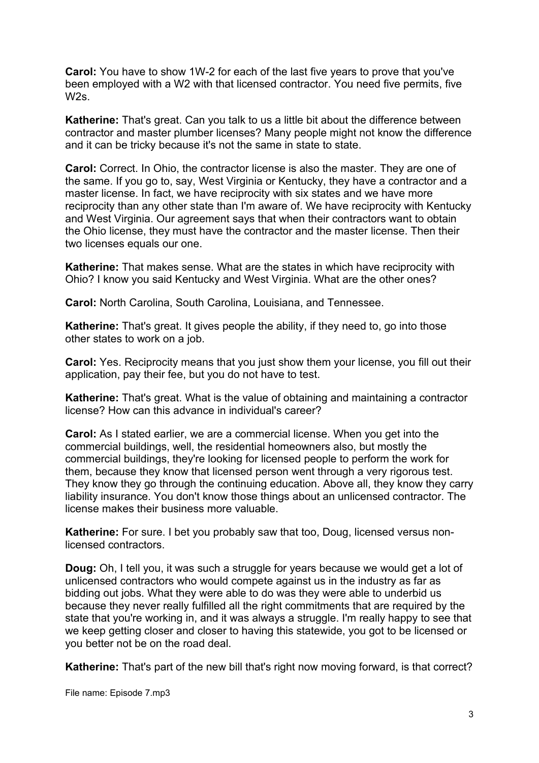**Carol:** You have to show 1W-2 for each of the last five years to prove that you've been employed with a W2 with that licensed contractor. You need five permits, five W2s.

**Katherine:** That's great. Can you talk to us a little bit about the difference between contractor and master plumber licenses? Many people might not know the difference and it can be tricky because it's not the same in state to state.

**Carol:** Correct. In Ohio, the contractor license is also the master. They are one of the same. If you go to, say, West Virginia or Kentucky, they have a contractor and a master license. In fact, we have reciprocity with six states and we have more reciprocity than any other state than I'm aware of. We have reciprocity with Kentucky and West Virginia. Our agreement says that when their contractors want to obtain the Ohio license, they must have the contractor and the master license. Then their two licenses equals our one.

**Katherine:** That makes sense. What are the states in which have reciprocity with Ohio? I know you said Kentucky and West Virginia. What are the other ones?

**Carol:** North Carolina, South Carolina, Louisiana, and Tennessee.

**Katherine:** That's great. It gives people the ability, if they need to, go into those other states to work on a job.

**Carol:** Yes. Reciprocity means that you just show them your license, you fill out their application, pay their fee, but you do not have to test.

**Katherine:** That's great. What is the value of obtaining and maintaining a contractor license? How can this advance in individual's career?

**Carol:** As I stated earlier, we are a commercial license. When you get into the commercial buildings, well, the residential homeowners also, but mostly the commercial buildings, they're looking for licensed people to perform the work for them, because they know that licensed person went through a very rigorous test. They know they go through the continuing education. Above all, they know they carry liability insurance. You don't know those things about an unlicensed contractor. The license makes their business more valuable.

**Katherine:** For sure. I bet you probably saw that too, Doug, licensed versus non-licensed contractors.

**Doug:** Oh, I tell you, it was such a struggle for years because we would get a lot of unlicensed contractors who would compete against us in the industry as far as bidding out jobs. What they were able to do was they were able to underbid us because they never really fulfilled all the right commitments that are required by the state that you're working in, and it was always a struggle. I'm really happy to see that we keep getting closer and closer to having this statewide, you got to be licensed or you better not be on the road deal.

**Katherine:** That's part of the new bill that's right now moving forward, is that correct?

File name: Episode 7.mp3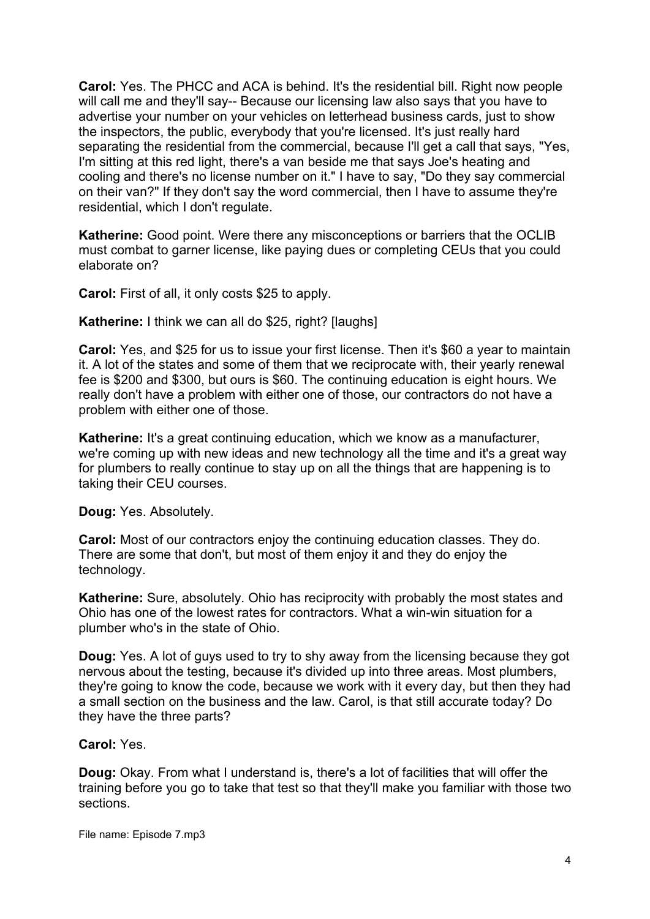**Carol:** Yes. The PHCC and ACA is behind. It's the residential bill. Right now people will call me and they'll say-- Because our licensing law also says that you have to advertise your number on your vehicles on letterhead business cards, just to show the inspectors, the public, everybody that you're licensed. It's just really hard separating the residential from the commercial, because I'll get a call that says, "Yes, I'm sitting at this red light, there's a van beside me that says Joe's heating and cooling and there's no license number on it." I have to say, "Do they say commercial on their van?" If they don't say the word commercial, then I have to assume they're residential, which I don't regulate.

**Katherine:** Good point. Were there any misconceptions or barriers that the OCLIB must combat to garner license, like paying dues or completing CEUs that you could elaborate on?

**Carol:** First of all, it only costs $25 to apply.

**Katherine:** I think we can all do $25, right? [laughs]

**Carol:** Yes, and $25 for us to issue your first license. Then it's $60 a year to maintain it. A lot of the states and some of them that we reciprocate with, their yearly renewal fee is $200 and $300, but ours is $60. The continuing education is eight hours. We really don't have a problem with either one of those, our contractors do not have a problem with either one of those.

**Katherine:** It's a great continuing education, which we know as a manufacturer, we're coming up with new ideas and new technology all the time and it's a great way for plumbers to really continue to stay up on all the things that are happening is to taking their CEU courses.

**Doug:** Yes. Absolutely.

**Carol:** Most of our contractors enjoy the continuing education classes. They do. There are some that don't, but most of them enjoy it and they do enjoy the technology.

**Katherine:** Sure, absolutely. Ohio has reciprocity with probably the most states and Ohio has one of the lowest rates for contractors. What a win-win situation for a plumber who's in the state of Ohio.

**Doug:** Yes. A lot of guys used to try to shy away from the licensing because they got nervous about the testing, because it's divided up into three areas. Most plumbers, they're going to know the code, because we work with it every day, but then they had a small section on the business and the law. Carol, is that still accurate today? Do they have the three parts?

**Carol:** Yes.

**Doug:** Okay. From what I understand is, there's a lot of facilities that will offer the training before you go to take that test so that they'll make you familiar with those two sections.

File name: Episode 7.mp3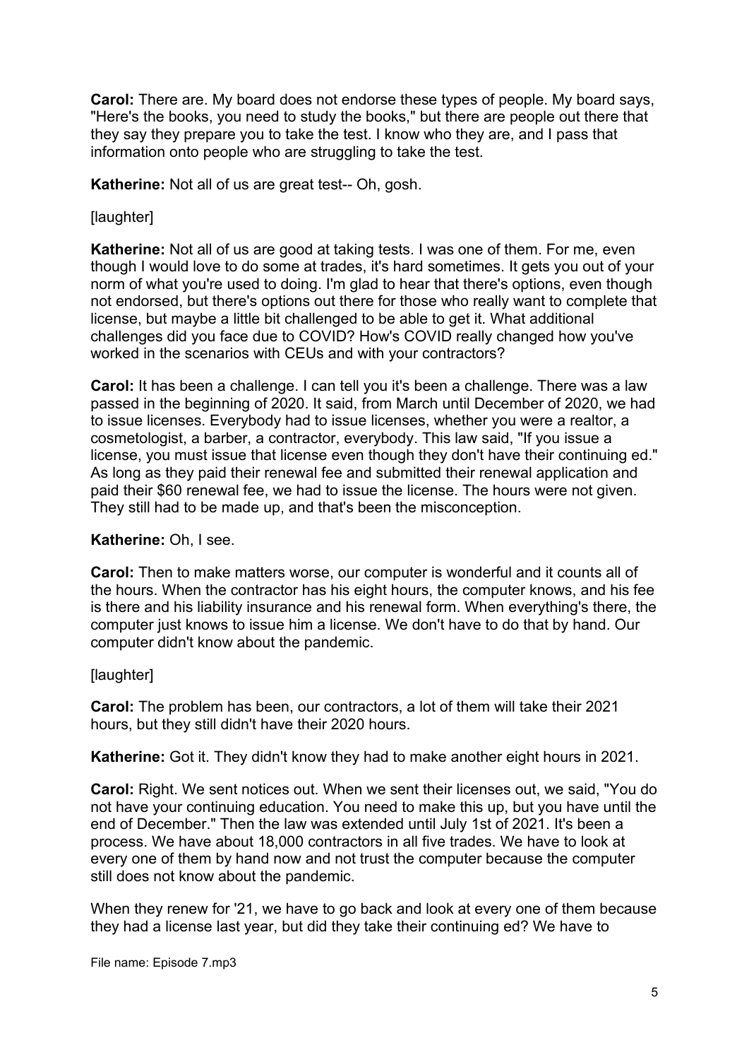**Carol:** There are. My board does not endorse these types of people. My board says, "Here's the books, you need to study the books," but there are people out there that they say they prepare you to take the test. I know who they are, and I pass that information onto people who are struggling to take the test.

**Katherine:** Not all of us are great test-- Oh, gosh.

[laughter]

**Katherine:** Not all of us are good at taking tests. I was one of them. For me, even though I would love to do some at trades, it's hard sometimes. It gets you out of your norm of what you're used to doing. I'm glad to hear that there's options, even though not endorsed, but there's options out there for those who really want to complete that license, but maybe a little bit challenged to be able to get it. What additional challenges did you face due to COVID? How's COVID really changed how you've worked in the scenarios with CEUs and with your contractors?

**Carol:** It has been a challenge. I can tell you it's been a challenge. There was a law passed in the beginning of 2020. It said, from March until December of 2020, we had to issue licenses. Everybody had to issue licenses, whether you were a realtor, a cosmetologist, a barber, a contractor, everybody. This law said, "If you issue a license, you must issue that license even though they don't have their continuing ed." As long as they paid their renewal fee and submitted their renewal application and paid their $60 renewal fee, we had to issue the license. The hours were not given. They still had to be made up, and that's been the misconception.

**Katherine:** Oh, I see.

**Carol:** Then to make matters worse, our computer is wonderful and it counts all of the hours. When the contractor has his eight hours, the computer knows, and his fee is there and his liability insurance and his renewal form. When everything's there, the computer just knows to issue him a license. We don't have to do that by hand. Our computer didn't know about the pandemic.

[laughter]

**Carol:** The problem has been, our contractors, a lot of them will take their 2021 hours, but they still didn't have their 2020 hours.

**Katherine:** Got it. They didn't know they had to make another eight hours in 2021.

**Carol:** Right. We sent notices out. When we sent their licenses out, we said, "You do not have your continuing education. You need to make this up, but you have until the end of December." Then the law was extended until July 1st of 2021. It's been a process. We have about 18,000 contractors in all five trades. We have to look at every one of them by hand now and not trust the computer because the computer still does not know about the pandemic.

When they renew for '21, we have to go back and look at every one of them because they had a license last year, but did they take their continuing ed? We have to

File name: Episode 7.mp3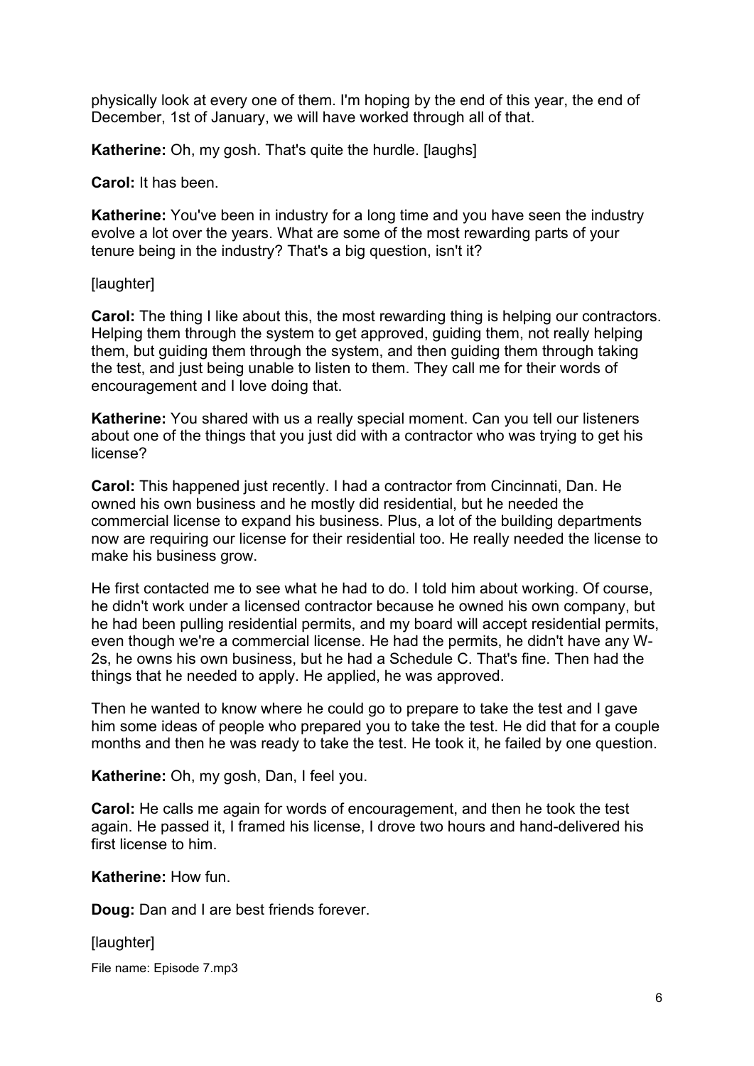physically look at every one of them. I'm hoping by the end of this year, the end of December, 1st of January, we will have worked through all of that.

**Katherine:** Oh, my gosh. That's quite the hurdle. [laughs]

**Carol:** It has been.

**Katherine:** You've been in industry for a long time and you have seen the industry evolve a lot over the years. What are some of the most rewarding parts of your tenure being in the industry? That's a big question, isn't it?

[laughter]

**Carol:** The thing I like about this, the most rewarding thing is helping our contractors. Helping them through the system to get approved, guiding them, not really helping them, but guiding them through the system, and then guiding them through taking the test, and just being unable to listen to them. They call me for their words of encouragement and I love doing that.

**Katherine:** You shared with us a really special moment. Can you tell our listeners about one of the things that you just did with a contractor who was trying to get his license?

**Carol:** This happened just recently. I had a contractor from Cincinnati, Dan. He owned his own business and he mostly did residential, but he needed the commercial license to expand his business. Plus, a lot of the building departments now are requiring our license for their residential too. He really needed the license to make his business grow.

He first contacted me to see what he had to do. I told him about working. Of course, he didn't work under a licensed contractor because he owned his own company, but he had been pulling residential permits, and my board will accept residential permits, even though we're a commercial license. He had the permits, he didn't have any W-2s, he owns his own business, but he had a Schedule C. That's fine. Then had the things that he needed to apply. He applied, he was approved.

Then he wanted to know where he could go to prepare to take the test and I gave him some ideas of people who prepared you to take the test. He did that for a couple months and then he was ready to take the test. He took it, he failed by one question.

**Katherine:** Oh, my gosh, Dan, I feel you.

**Carol:** He calls me again for words of encouragement, and then he took the test again. He passed it, I framed his license, I drove two hours and hand-delivered his first license to him.

**Katherine:** How fun.

**Doug:** Dan and I are best friends forever.

[laughter]

File name: Episode 7.mp3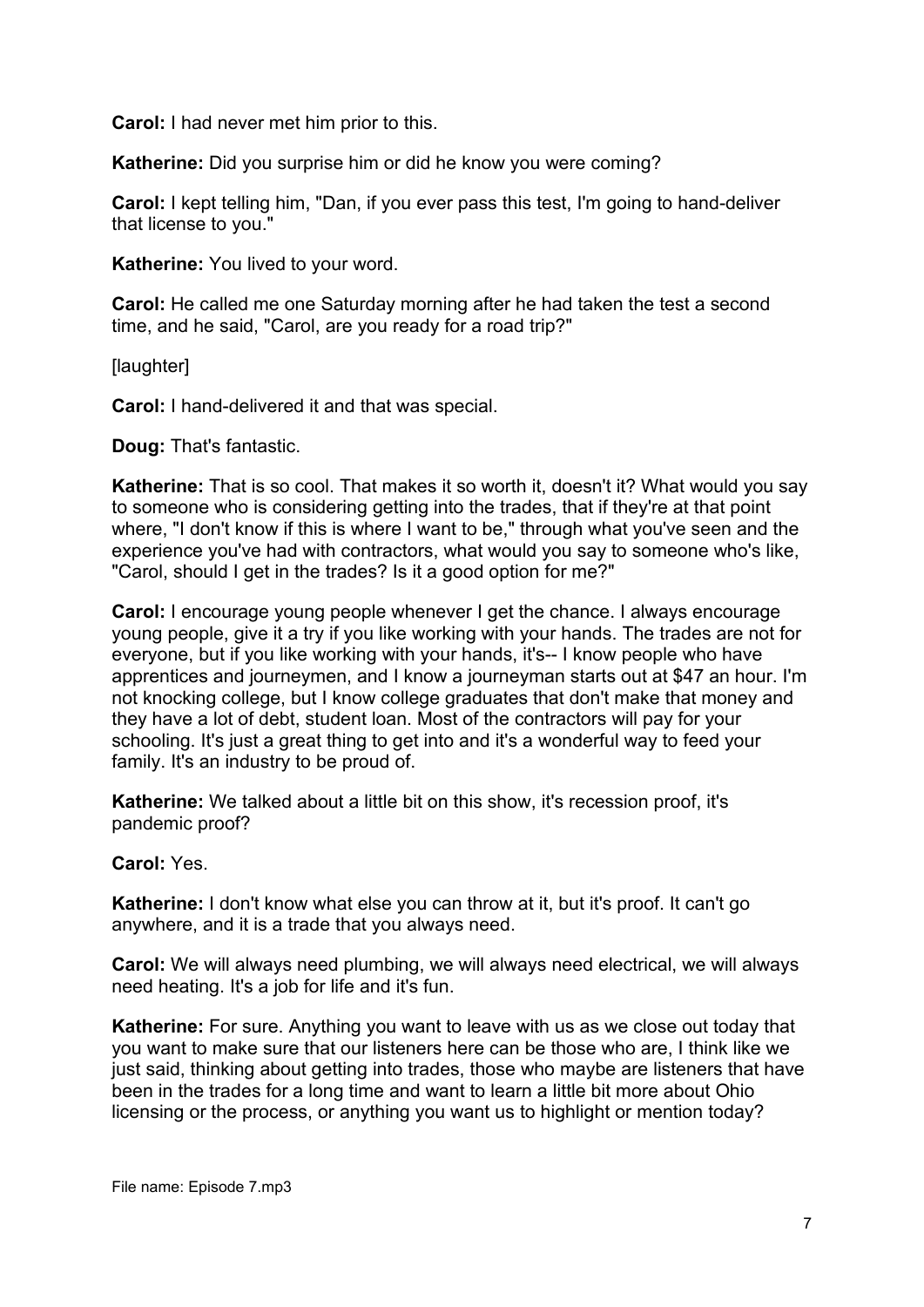**Carol:** I had never met him prior to this.

**Katherine:** Did you surprise him or did he know you were coming?

**Carol:** I kept telling him, "Dan, if you ever pass this test, I'm going to hand-deliver that license to you."

**Katherine:** You lived to your word.

**Carol:** He called me one Saturday morning after he had taken the test a second time, and he said, "Carol, are you ready for a road trip?"

[laughter]

**Carol:** I hand-delivered it and that was special.

**Doug:** That's fantastic.

**Katherine:** That is so cool. That makes it so worth it, doesn't it? What would you say to someone who is considering getting into the trades, that if they're at that point where, "I don't know if this is where I want to be," through what you've seen and the experience you've had with contractors, what would you say to someone who's like, "Carol, should I get in the trades? Is it a good option for me?"

**Carol:** I encourage young people whenever I get the chance. I always encourage young people, give it a try if you like working with your hands. The trades are not for everyone, but if you like working with your hands, it's-- I know people who have apprentices and journeymen, and I know a journeyman starts out at $47 an hour. I'm not knocking college, but I know college graduates that don't make that money and they have a lot of debt, student loan. Most of the contractors will pay for your schooling. It's just a great thing to get into and it's a wonderful way to feed your family. It's an industry to be proud of.

**Katherine:** We talked about a little bit on this show, it's recession proof, it's pandemic proof?

**Carol:** Yes.

**Katherine:** I don't know what else you can throw at it, but it's proof. It can't go anywhere, and it is a trade that you always need.

**Carol:** We will always need plumbing, we will always need electrical, we will always need heating. It's a job for life and it's fun.

**Katherine:** For sure. Anything you want to leave with us as we close out today that you want to make sure that our listeners here can be those who are, I think like we just said, thinking about getting into trades, those who maybe are listeners that have been in the trades for a long time and want to learn a little bit more about Ohio licensing or the process, or anything you want us to highlight or mention today?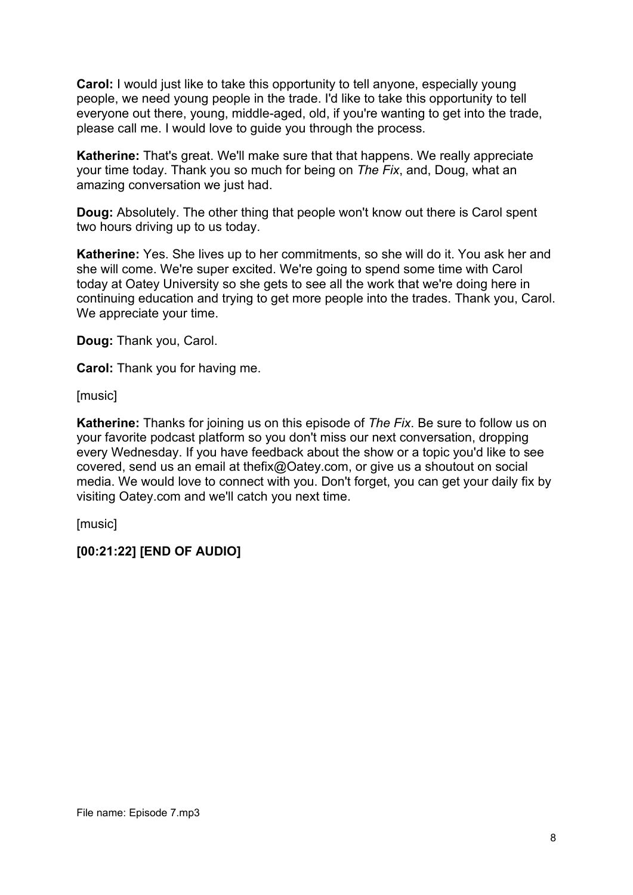**Carol:** I would just like to take this opportunity to tell anyone, especially young people, we need young people in the trade. I'd like to take this opportunity to tell everyone out there, young, middle-aged, old, if you're wanting to get into the trade, please call me. I would love to guide you through the process.

**Katherine:** That's great. We'll make sure that that happens. We really appreciate your time today. Thank you so much for being on *The Fix*, and, Doug, what an amazing conversation we just had.

**Doug:** Absolutely. The other thing that people won't know out there is Carol spent two hours driving up to us today.

**Katherine:** Yes. She lives up to her commitments, so she will do it. You ask her and she will come. We're super excited. We're going to spend some time with Carol today at Oatey University so she gets to see all the work that we're doing here in continuing education and trying to get more people into the trades. Thank you, Carol. We appreciate your time.

**Doug:** Thank you, Carol.

**Carol:** Thank you for having me.

[music]

**Katherine:** Thanks for joining us on this episode of *The Fix*. Be sure to follow us on your favorite podcast platform so you don't miss our next conversation, dropping every Wednesday. If you have feedback about the show or a topic you'd like to see covered, send us an email at thefix@Oatey.com, or give us a shoutout on social media. We would love to connect with you. Don't forget, you can get your daily fix by visiting Oatey.com and we'll catch you next time.

[music]

**[00:21:22] [END OF AUDIO]**

File name: Episode 7.mp3